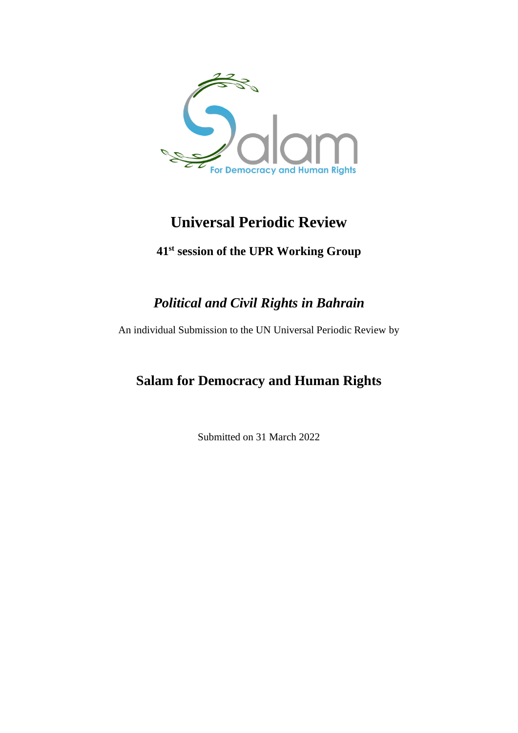# Universal Periodic Review

**41st session of the UPR Working Group**

## *Political and Civil Rights in Bahrain*

An individual Submission to the UN Universal Periodic Review by

## Salam for Democracy and Human Rights

Submitted on 31 March 2022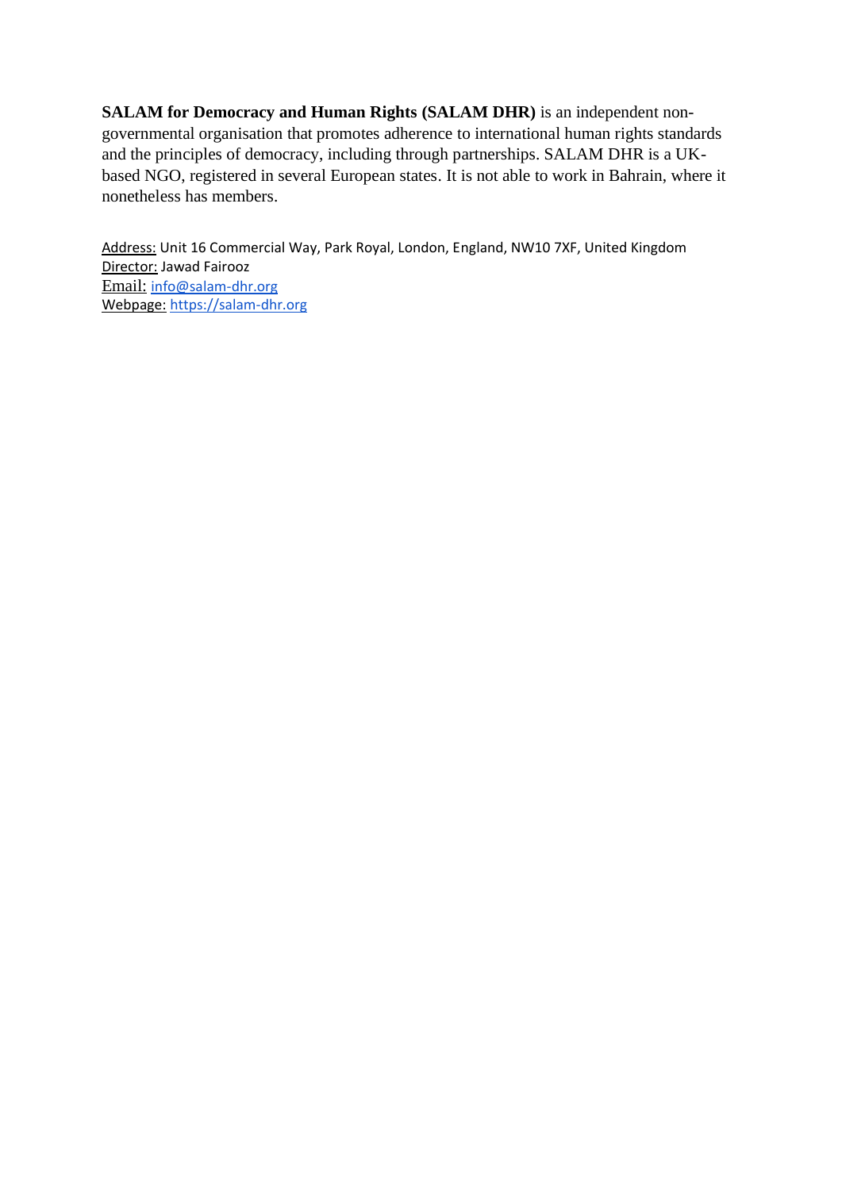**SALAM for Democracy and Human Rights (SALAM DHR)** is an independent non-governmental organisation that promotes adherence to international human rights standards and the principles of democracy, including through partnerships. SALAM DHR is a UK-based NGO, registered in several European states. It is not able to work in Bahrain, where it nonetheless has members.

Address: Unit 16 Commercial Way, Park Royal, London, England, NW10 7XF, United Kingdom
Director: Jawad Fairooz
Email: info@salam-dhr.org
Webpage: https://salam-dhr.org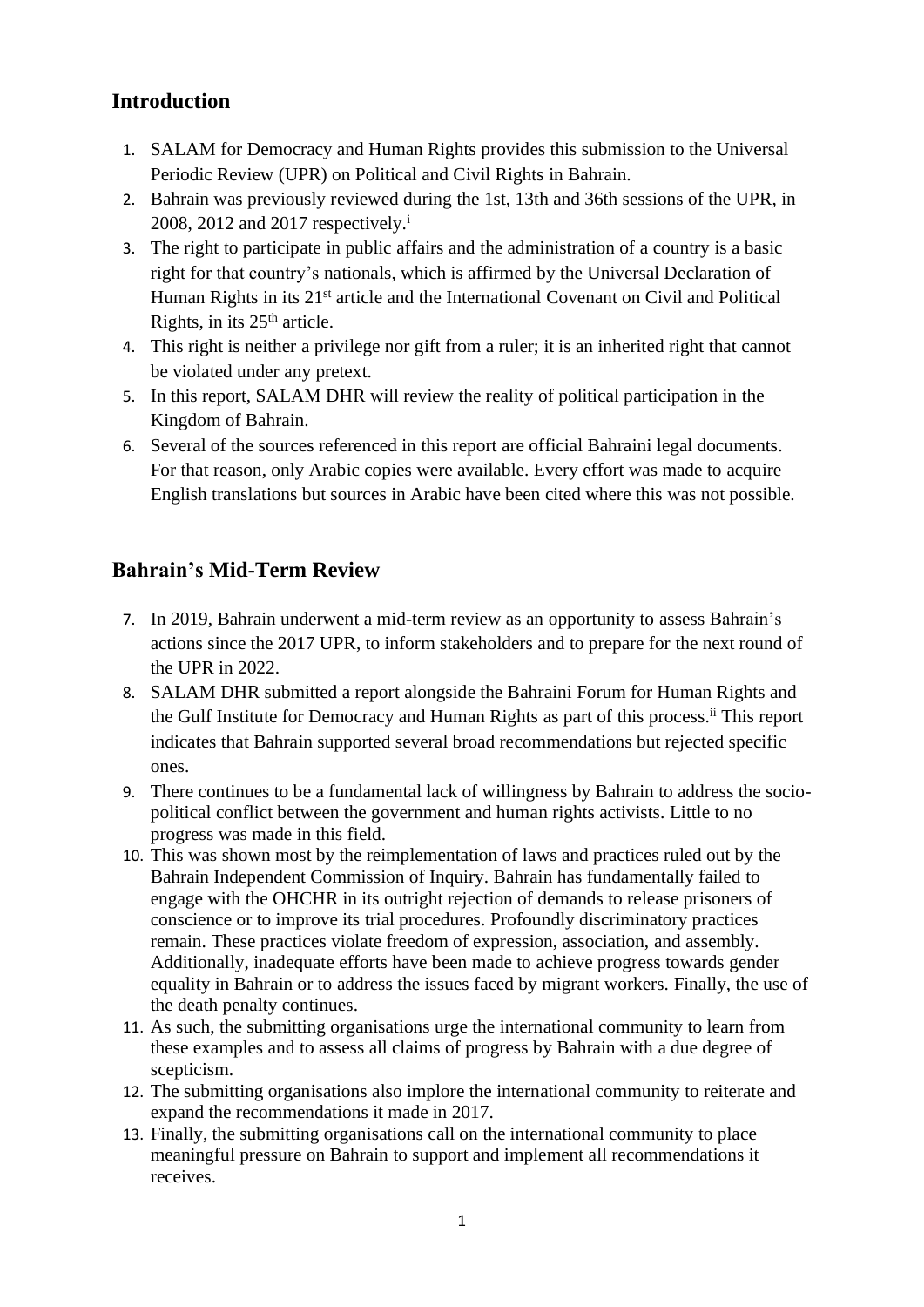## Introduction

1. SALAM for Democracy and Human Rights provides this submission to the Universal Periodic Review (UPR) on Political and Civil Rights in Bahrain.
2. Bahrain was previously reviewed during the 1st, 13th and 36th sessions of the UPR, in 2008, 2012 and 2017 respectively.[i]
3. The right to participate in public affairs and the administration of a country is a basic right for that country's nationals, which is affirmed by the Universal Declaration of Human Rights in its 21st article and the International Covenant on Civil and Political Rights, in its 25th article.
4. This right is neither a privilege nor gift from a ruler; it is an inherited right that cannot be violated under any pretext.
5. In this report, SALAM DHR will review the reality of political participation in the Kingdom of Bahrain.
6. Several of the sources referenced in this report are official Bahraini legal documents. For that reason, only Arabic copies were available. Every effort was made to acquire English translations but sources in Arabic have been cited where this was not possible.

## Bahrain's Mid-Term Review

7. In 2019, Bahrain underwent a mid-term review as an opportunity to assess Bahrain's actions since the 2017 UPR, to inform stakeholders and to prepare for the next round of the UPR in 2022.
8. SALAM DHR submitted a report alongside the Bahraini Forum for Human Rights and the Gulf Institute for Democracy and Human Rights as part of this process.[ii] This report indicates that Bahrain supported several broad recommendations but rejected specific ones.
9. There continues to be a fundamental lack of willingness by Bahrain to address the socio-political conflict between the government and human rights activists. Little to no progress was made in this field.
10. This was shown most by the reimplementation of laws and practices ruled out by the Bahrain Independent Commission of Inquiry. Bahrain has fundamentally failed to engage with the OHCHR in its outright rejection of demands to release prisoners of conscience or to improve its trial procedures. Profoundly discriminatory practices remain. These practices violate freedom of expression, association, and assembly. Additionally, inadequate efforts have been made to achieve progress towards gender equality in Bahrain or to address the issues faced by migrant workers. Finally, the use of the death penalty continues.
11. As such, the submitting organisations urge the international community to learn from these examples and to assess all claims of progress by Bahrain with a due degree of scepticism.
12. The submitting organisations also implore the international community to reiterate and expand the recommendations it made in 2017.
13. Finally, the submitting organisations call on the international community to place meaningful pressure on Bahrain to support and implement all recommendations it receives.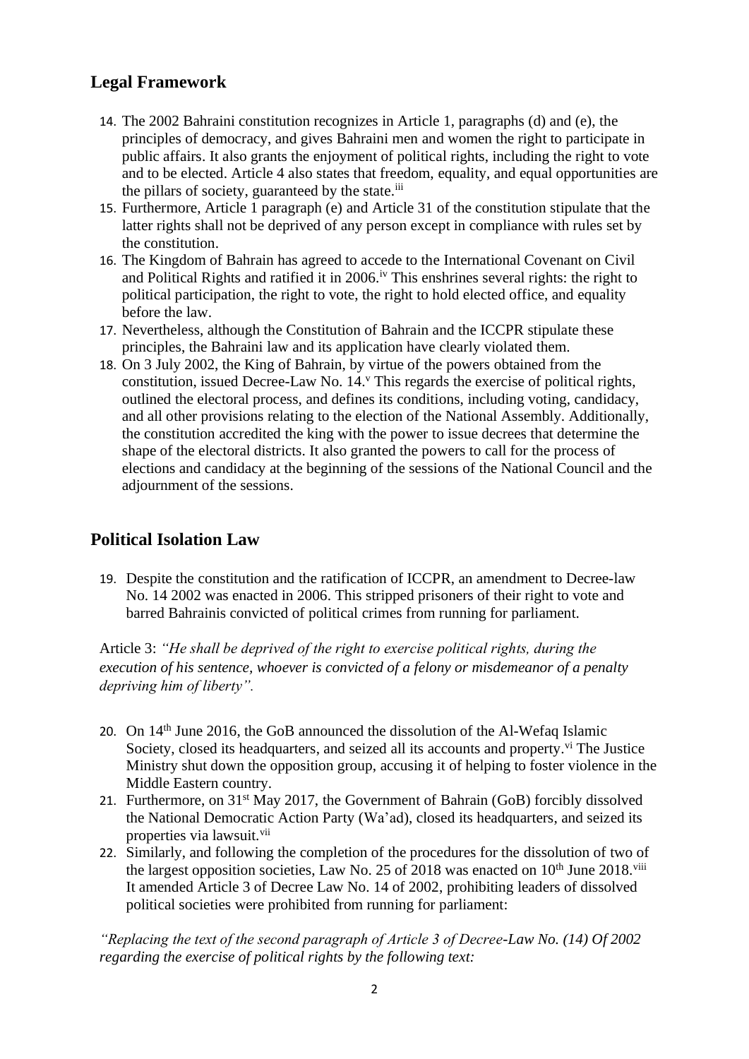## Legal Framework

14. The 2002 Bahraini constitution recognizes in Article 1, paragraphs (d) and (e), the principles of democracy, and gives Bahraini men and women the right to participate in public affairs. It also grants the enjoyment of political rights, including the right to vote and to be elected. Article 4 also states that freedom, equality, and equal opportunities are the pillars of society, guaranteed by the state.[iii]
15. Furthermore, Article 1 paragraph (e) and Article 31 of the constitution stipulate that the latter rights shall not be deprived of any person except in compliance with rules set by the constitution.
16. The Kingdom of Bahrain has agreed to accede to the International Covenant on Civil and Political Rights and ratified it in 2006.[iv] This enshrines several rights: the right to political participation, the right to vote, the right to hold elected office, and equality before the law.
17. Nevertheless, although the Constitution of Bahrain and the ICCPR stipulate these principles, the Bahraini law and its application have clearly violated them.
18. On 3 July 2002, the King of Bahrain, by virtue of the powers obtained from the constitution, issued Decree-Law No. 14.[v] This regards the exercise of political rights, outlined the electoral process, and defines its conditions, including voting, candidacy, and all other provisions relating to the election of the National Assembly. Additionally, the constitution accredited the king with the power to issue decrees that determine the shape of the electoral districts. It also granted the powers to call for the process of elections and candidacy at the beginning of the sessions of the National Council and the adjournment of the sessions.

## Political Isolation Law

19. Despite the constitution and the ratification of ICCPR, an amendment to Decree-law No. 14 2002 was enacted in 2006. This stripped prisoners of their right to vote and barred Bahrainis convicted of political crimes from running for parliament.

Article 3: *"He shall be deprived of the right to exercise political rights, during the execution of his sentence, whoever is convicted of a felony or misdemeanor of a penalty depriving him of liberty".*

20. On 14th June 2016, the GoB announced the dissolution of the Al-Wefaq Islamic Society, closed its headquarters, and seized all its accounts and property.[vi] The Justice Ministry shut down the opposition group, accusing it of helping to foster violence in the Middle Eastern country.
21. Furthermore, on 31st May 2017, the Government of Bahrain (GoB) forcibly dissolved the National Democratic Action Party (Wa'ad), closed its headquarters, and seized its properties via lawsuit.[vii]
22. Similarly, and following the completion of the procedures for the dissolution of two of the largest opposition societies, Law No. 25 of 2018 was enacted on 10th June 2018.[viii] It amended Article 3 of Decree Law No. 14 of 2002, prohibiting leaders of dissolved political societies were prohibited from running for parliament:

*"Replacing the text of the second paragraph of Article 3 of Decree-Law No. (14) Of 2002 regarding the exercise of political rights by the following text:*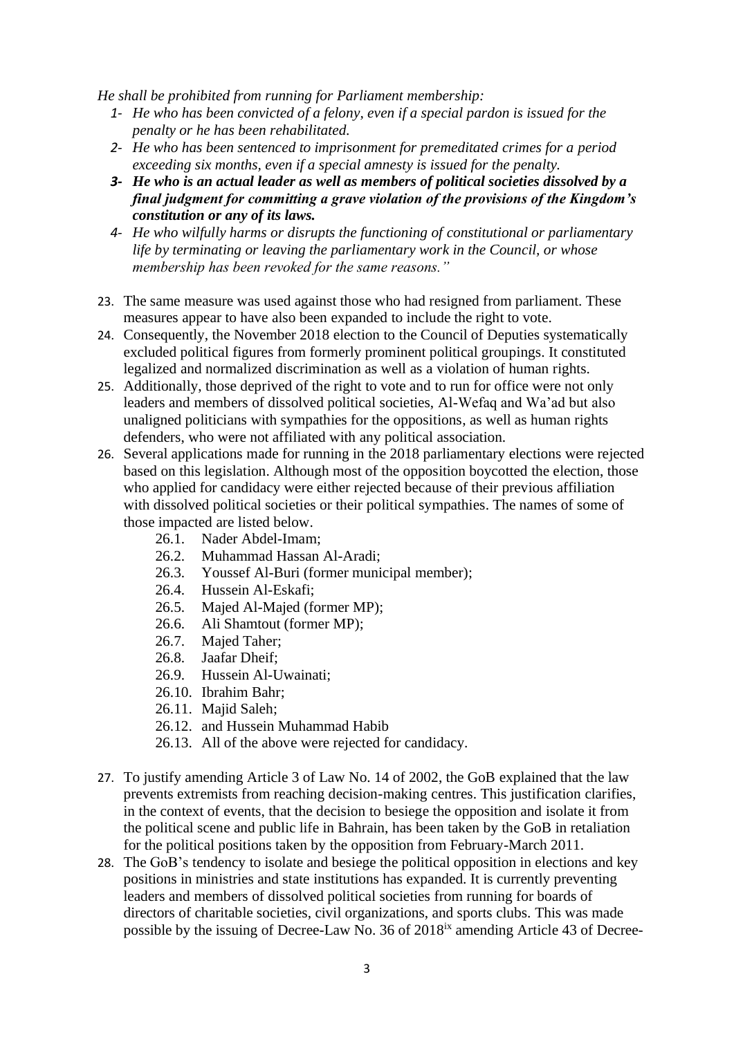*He shall be prohibited from running for Parliament membership:*

1. *He who has been convicted of a felony, even if a special pardon is issued for the penalty or he has been rehabilitated.*
2. *He who has been sentenced to imprisonment for premeditated crimes for a period exceeding six months, even if a special amnesty is issued for the penalty.*
3. ***He who is an actual leader as well as members of political societies dissolved by a final judgment for committing a grave violation of the provisions of the Kingdom's constitution or any of its laws.***
4. *He who wilfully harms or disrupts the functioning of constitutional or parliamentary life by terminating or leaving the parliamentary work in the Council, or whose membership has been revoked for the same reasons."*

23. The same measure was used against those who had resigned from parliament. These measures appear to have also been expanded to include the right to vote.
24. Consequently, the November 2018 election to the Council of Deputies systematically excluded political figures from formerly prominent political groupings. It constituted legalized and normalized discrimination as well as a violation of human rights.
25. Additionally, those deprived of the right to vote and to run for office were not only leaders and members of dissolved political societies, Al-Wefaq and Wa'ad but also unaligned politicians with sympathies for the oppositions, as well as human rights defenders, who were not affiliated with any political association.
26. Several applications made for running in the 2018 parliamentary elections were rejected based on this legislation. Although most of the opposition boycotted the election, those who applied for candidacy were either rejected because of their previous affiliation with dissolved political societies or their political sympathies. The names of some of those impacted are listed below.
    - 26.1. Nader Abdel-Imam;
    - 26.2. Muhammad Hassan Al-Aradi;
    - 26.3. Youssef Al-Buri (former municipal member);
    - 26.4. Hussein Al-Eskafi;
    - 26.5. Majed Al-Majed (former MP);
    - 26.6. Ali Shamtout (former MP);
    - 26.7. Majed Taher;
    - 26.8. Jaafar Dheif;
    - 26.9. Hussein Al-Uwainati;
    - 26.10. Ibrahim Bahr;
    - 26.11. Majid Saleh;
    - 26.12. and Hussein Muhammad Habib
    - 26.13. All of the above were rejected for candidacy.
27. To justify amending Article 3 of Law No. 14 of 2002, the GoB explained that the law prevents extremists from reaching decision-making centres. This justification clarifies, in the context of events, that the decision to besiege the opposition and isolate it from the political scene and public life in Bahrain, has been taken by the GoB in retaliation for the political positions taken by the opposition from February-March 2011.
28. The GoB's tendency to isolate and besiege the political opposition in elections and key positions in ministries and state institutions has expanded. It is currently preventing leaders and members of dissolved political societies from running for boards of directors of charitable societies, civil organizations, and sports clubs. This was made possible by the issuing of Decree-Law No. 36 of 2018[ix] amending Article 43 of Decree-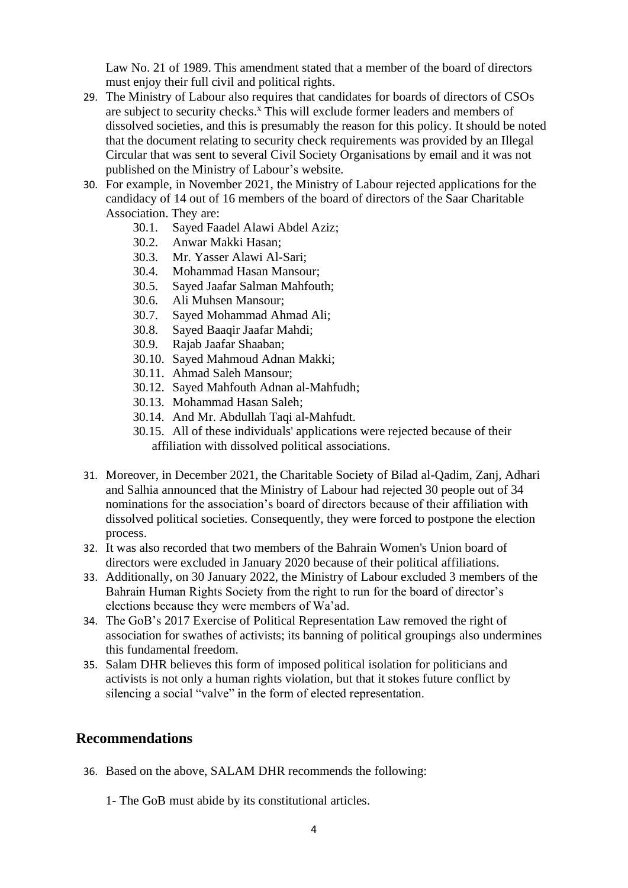Law No. 21 of 1989. This amendment stated that a member of the board of directors must enjoy their full civil and political rights.

29. The Ministry of Labour also requires that candidates for boards of directors of CSOs are subject to security checks.[x] This will exclude former leaders and members of dissolved societies, and this is presumably the reason for this policy. It should be noted that the document relating to security check requirements was provided by an Illegal Circular that was sent to several Civil Society Organisations by email and it was not published on the Ministry of Labour's website.
30. For example, in November 2021, the Ministry of Labour rejected applications for the candidacy of 14 out of 16 members of the board of directors of the Saar Charitable Association. They are:
    - 30.1. Sayed Faadel Alawi Abdel Aziz;
    - 30.2. Anwar Makki Hasan;
    - 30.3. Mr. Yasser Alawi Al-Sari;
    - 30.4. Mohammad Hasan Mansour;
    - 30.5. Sayed Jaafar Salman Mahfouth;
    - 30.6. Ali Muhsen Mansour;
    - 30.7. Sayed Mohammad Ahmad Ali;
    - 30.8. Sayed Baaqir Jaafar Mahdi;
    - 30.9. Rajab Jaafar Shaaban;
    - 30.10. Sayed Mahmoud Adnan Makki;
    - 30.11. Ahmad Saleh Mansour;
    - 30.12. Sayed Mahfouth Adnan al-Mahfudh;
    - 30.13. Mohammad Hasan Saleh;
    - 30.14. And Mr. Abdullah Taqi al-Mahfudt.
    - 30.15. All of these individuals' applications were rejected because of their affiliation with dissolved political associations.
31. Moreover, in December 2021, the Charitable Society of Bilad al-Qadim, Zanj, Adhari and Salhia announced that the Ministry of Labour had rejected 30 people out of 34 nominations for the association's board of directors because of their affiliation with dissolved political societies. Consequently, they were forced to postpone the election process.
32. It was also recorded that two members of the Bahrain Women's Union board of directors were excluded in January 2020 because of their political affiliations.
33. Additionally, on 30 January 2022, the Ministry of Labour excluded 3 members of the Bahrain Human Rights Society from the right to run for the board of director's elections because they were members of Wa'ad.
34. The GoB's 2017 Exercise of Political Representation Law removed the right of association for swathes of activists; its banning of political groupings also undermines this fundamental freedom.
35. Salam DHR believes this form of imposed political isolation for politicians and activists is not only a human rights violation, but that it stokes future conflict by silencing a social "valve" in the form of elected representation.

## Recommendations

36. Based on the above, SALAM DHR recommends the following:

    1- The GoB must abide by its constitutional articles.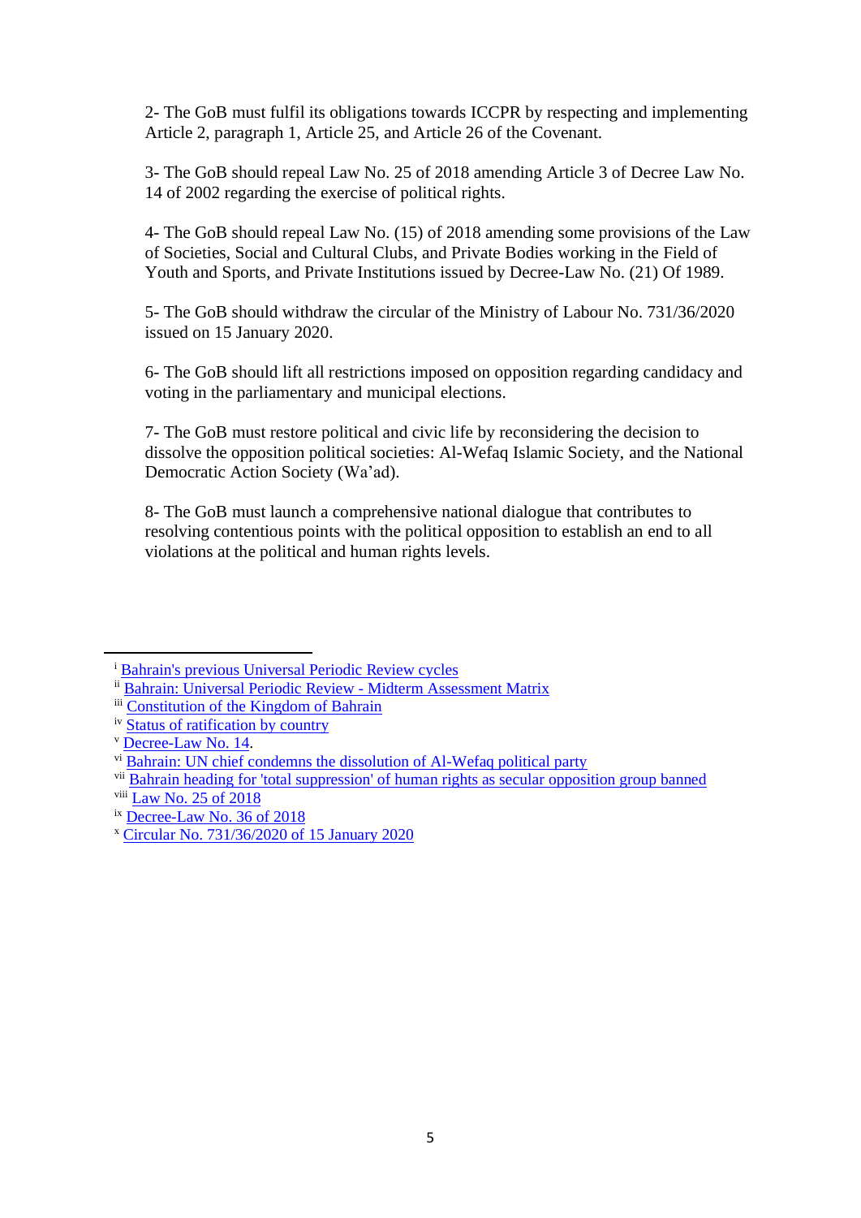2- The GoB must fulfil its obligations towards ICCPR by respecting and implementing Article 2, paragraph 1, Article 25, and Article 26 of the Covenant.

3- The GoB should repeal Law No. 25 of 2018 amending Article 3 of Decree Law No. 14 of 2002 regarding the exercise of political rights.

4- The GoB should repeal Law No. (15) of 2018 amending some provisions of the Law of Societies, Social and Cultural Clubs, and Private Bodies working in the Field of Youth and Sports, and Private Institutions issued by Decree-Law No. (21) Of 1989.

5- The GoB should withdraw the circular of the Ministry of Labour No. 731/36/2020 issued on 15 January 2020.

6- The GoB should lift all restrictions imposed on opposition regarding candidacy and voting in the parliamentary and municipal elections.

7- The GoB must restore political and civic life by reconsidering the decision to dissolve the opposition political societies: Al-Wefaq Islamic Society, and the National Democratic Action Society (Wa'ad).

8- The GoB must launch a comprehensive national dialogue that contributes to resolving contentious points with the political opposition to establish an end to all violations at the political and human rights levels.

---

[i] Bahrain's previous Universal Periodic Review cycles
[ii] Bahrain: Universal Periodic Review - Midterm Assessment Matrix
[iii] Constitution of the Kingdom of Bahrain
[iv] Status of ratification by country
[v] Decree-Law No. 14.
[vi] Bahrain: UN chief condemns the dissolution of Al-Wefaq political party
[vii] Bahrain heading for 'total suppression' of human rights as secular opposition group banned
[viii] Law No. 25 of 2018
[ix] Decree-Law No. 36 of 2018
[x] Circular No. 731/36/2020 of 15 January 2020